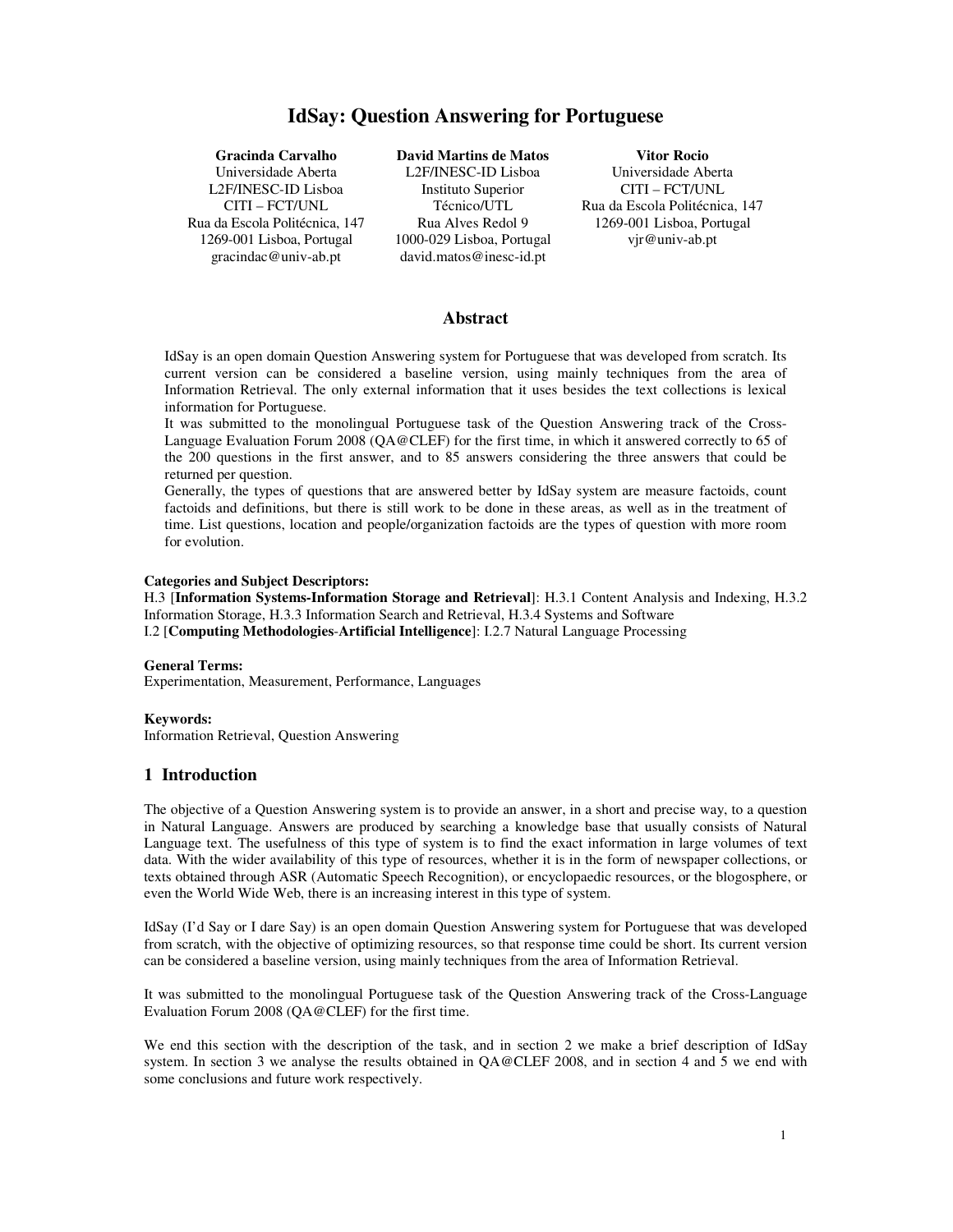# IdSay: Question Answering for Portuguese

**Gracinda Carvalho**
Universidade Aberta
L2F/INESC-ID Lisboa
CITI – FCT/UNL
Rua da Escola Politécnica, 147
1269-001 Lisboa, Portugal
gracindac@univ-ab.pt

**David Martins de Matos**
L2F/INESC-ID Lisboa
Instituto Superior Técnico/UTL
Rua Alves Redol 9
1000-029 Lisboa, Portugal
david.matos@inesc-id.pt

**Vitor Rocio**
Universidade Aberta
CITI – FCT/UNL
Rua da Escola Politécnica, 147
1269-001 Lisboa, Portugal
vjr@univ-ab.pt

## Abstract

IdSay is an open domain Question Answering system for Portuguese that was developed from scratch. Its current version can be considered a baseline version, using mainly techniques from the area of Information Retrieval. The only external information that it uses besides the text collections is lexical information for Portuguese.

It was submitted to the monolingual Portuguese task of the Question Answering track of the Cross-Language Evaluation Forum 2008 (QA@CLEF) for the first time, in which it answered correctly to 65 of the 200 questions in the first answer, and to 85 answers considering the three answers that could be returned per question.

Generally, the types of questions that are answered better by IdSay system are measure factoids, count factoids and definitions, but there is still work to be done in these areas, as well as in the treatment of time. List questions, location and people/organization factoids are the types of question with more room for evolution.

**Categories and Subject Descriptors:**
H.3 [**Information Systems-Information Storage and Retrieval**]: H.3.1 Content Analysis and Indexing, H.3.2 Information Storage, H.3.3 Information Search and Retrieval, H.3.4 Systems and Software
I.2 [**Computing Methodologies-Artificial Intelligence**]: I.2.7 Natural Language Processing

**General Terms:**
Experimentation, Measurement, Performance, Languages

**Keywords:**
Information Retrieval, Question Answering

## 1 Introduction

The objective of a Question Answering system is to provide an answer, in a short and precise way, to a question in Natural Language. Answers are produced by searching a knowledge base that usually consists of Natural Language text. The usefulness of this type of system is to find the exact information in large volumes of text data. With the wider availability of this type of resources, whether it is in the form of newspaper collections, or texts obtained through ASR (Automatic Speech Recognition), or encyclopaedic resources, or the blogosphere, or even the World Wide Web, there is an increasing interest in this type of system.

IdSay (I'd Say or I dare Say) is an open domain Question Answering system for Portuguese that was developed from scratch, with the objective of optimizing resources, so that response time could be short. Its current version can be considered a baseline version, using mainly techniques from the area of Information Retrieval.

It was submitted to the monolingual Portuguese task of the Question Answering track of the Cross-Language Evaluation Forum 2008 (QA@CLEF) for the first time.

We end this section with the description of the task, and in section 2 we make a brief description of IdSay system. In section 3 we analyse the results obtained in QA@CLEF 2008, and in section 4 and 5 we end with some conclusions and future work respectively.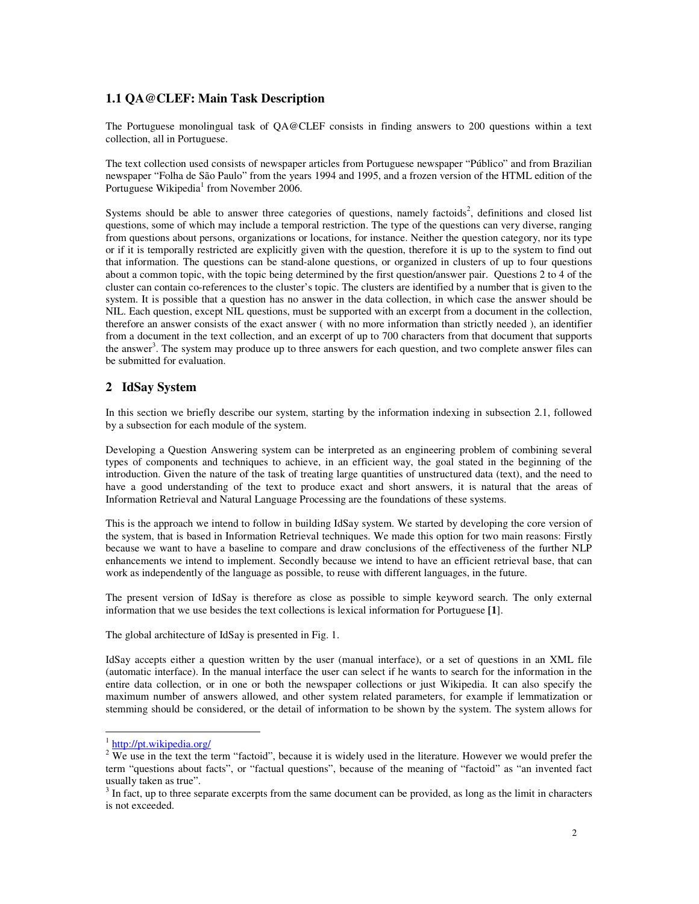## 1.1 QA@CLEF: Main Task Description

The Portuguese monolingual task of QA@CLEF consists in finding answers to 200 questions within a text collection, all in Portuguese.

The text collection used consists of newspaper articles from Portuguese newspaper "Público" and from Brazilian newspaper "Folha de São Paulo" from the years 1994 and 1995, and a frozen version of the HTML edition of the Portuguese Wikipedia[1] from November 2006.

Systems should be able to answer three categories of questions, namely factoids[2], definitions and closed list questions, some of which may include a temporal restriction. The type of the questions can very diverse, ranging from questions about persons, organizations or locations, for instance. Neither the question category, nor its type or if it is temporally restricted are explicitly given with the question, therefore it is up to the system to find out that information. The questions can be stand-alone questions, or organized in clusters of up to four questions about a common topic, with the topic being determined by the first question/answer pair. Questions 2 to 4 of the cluster can contain co-references to the cluster's topic. The clusters are identified by a number that is given to the system. It is possible that a question has no answer in the data collection, in which case the answer should be NIL. Each question, except NIL questions, must be supported with an excerpt from a document in the collection, therefore an answer consists of the exact answer ( with no more information than strictly needed ), an identifier from a document in the text collection, and an excerpt of up to 700 characters from that document that supports the answer[3]. The system may produce up to three answers for each question, and two complete answer files can be submitted for evaluation.

## 2 IdSay System

In this section we briefly describe our system, starting by the information indexing in subsection 2.1, followed by a subsection for each module of the system.

Developing a Question Answering system can be interpreted as an engineering problem of combining several types of components and techniques to achieve, in an efficient way, the goal stated in the beginning of the introduction. Given the nature of the task of treating large quantities of unstructured data (text), and the need to have a good understanding of the text to produce exact and short answers, it is natural that the areas of Information Retrieval and Natural Language Processing are the foundations of these systems.

This is the approach we intend to follow in building IdSay system. We started by developing the core version of the system, that is based in Information Retrieval techniques. We made this option for two main reasons: Firstly because we want to have a baseline to compare and draw conclusions of the effectiveness of the further NLP enhancements we intend to implement. Secondly because we intend to have an efficient retrieval base, that can work as independently of the language as possible, to reuse with different languages, in the future.

The present version of IdSay is therefore as close as possible to simple keyword search. The only external information that we use besides the text collections is lexical information for Portuguese **[1]**.

The global architecture of IdSay is presented in Fig. 1.

IdSay accepts either a question written by the user (manual interface), or a set of questions in an XML file (automatic interface). In the manual interface the user can select if he wants to search for the information in the entire data collection, or in one or both the newspaper collections or just Wikipedia. It can also specify the maximum number of answers allowed, and other system related parameters, for example if lemmatization or stemming should be considered, or the detail of information to be shown by the system. The system allows for

---

[1] http://pt.wikipedia.org/

[2] We use in the text the term "factoid", because it is widely used in the literature. However we would prefer the term "questions about facts", or "factual questions", because of the meaning of "factoid" as "an invented fact usually taken as true".

[3] In fact, up to three separate excerpts from the same document can be provided, as long as the limit in characters is not exceeded.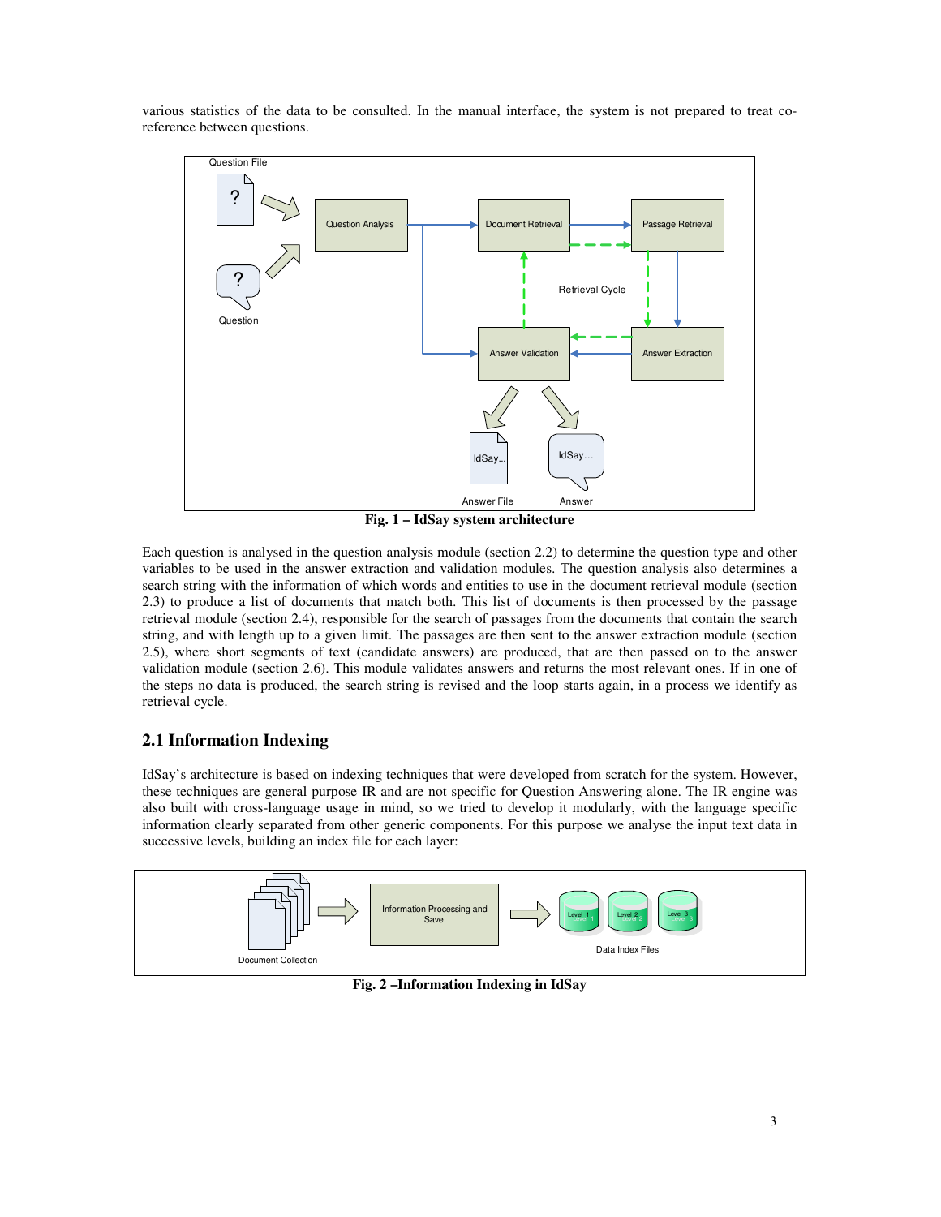various statistics of the data to be consulted. In the manual interface, the system is not prepared to treat co-reference between questions.

**Fig. 1 – IdSay system architecture**

Each question is analysed in the question analysis module (section 2.2) to determine the question type and other variables to be used in the answer extraction and validation modules. The question analysis also determines a search string with the information of which words and entities to use in the document retrieval module (section 2.3) to produce a list of documents that match both. This list of documents is then processed by the passage retrieval module (section 2.4), responsible for the search of passages from the documents that contain the search string, and with length up to a given limit. The passages are then sent to the answer extraction module (section 2.5), where short segments of text (candidate answers) are produced, that are then passed on to the answer validation module (section 2.6). This module validates answers and returns the most relevant ones. If in one of the steps no data is produced, the search string is revised and the loop starts again, in a process we identify as retrieval cycle.

## 2.1 Information Indexing

IdSay's architecture is based on indexing techniques that were developed from scratch for the system. However, these techniques are general purpose IR and are not specific for Question Answering alone. The IR engine was also built with cross-language usage in mind, so we tried to develop it modularly, with the language specific information clearly separated from other generic components. For this purpose we analyse the input text data in successive levels, building an index file for each layer:

**Fig. 2 –Information Indexing in IdSay**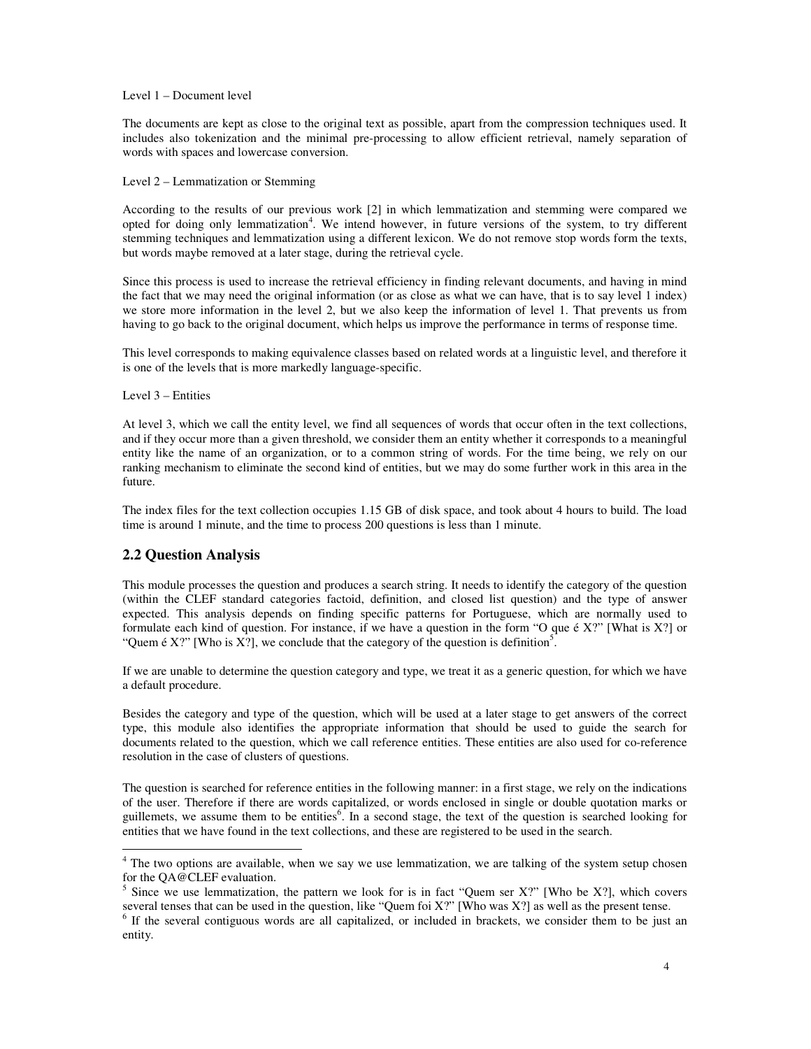Level 1 – Document level

The documents are kept as close to the original text as possible, apart from the compression techniques used. It includes also tokenization and the minimal pre-processing to allow efficient retrieval, namely separation of words with spaces and lowercase conversion.

Level 2 – Lemmatization or Stemming

According to the results of our previous work [2] in which lemmatization and stemming were compared we opted for doing only lemmatization[4]. We intend however, in future versions of the system, to try different stemming techniques and lemmatization using a different lexicon. We do not remove stop words form the texts, but words maybe removed at a later stage, during the retrieval cycle.

Since this process is used to increase the retrieval efficiency in finding relevant documents, and having in mind the fact that we may need the original information (or as close as what we can have, that is to say level 1 index) we store more information in the level 2, but we also keep the information of level 1. That prevents us from having to go back to the original document, which helps us improve the performance in terms of response time.

This level corresponds to making equivalence classes based on related words at a linguistic level, and therefore it is one of the levels that is more markedly language-specific.

Level 3 – Entities

At level 3, which we call the entity level, we find all sequences of words that occur often in the text collections, and if they occur more than a given threshold, we consider them an entity whether it corresponds to a meaningful entity like the name of an organization, or to a common string of words. For the time being, we rely on our ranking mechanism to eliminate the second kind of entities, but we may do some further work in this area in the future.

The index files for the text collection occupies 1.15 GB of disk space, and took about 4 hours to build. The load time is around 1 minute, and the time to process 200 questions is less than 1 minute.

## 2.2 Question Analysis

This module processes the question and produces a search string. It needs to identify the category of the question (within the CLEF standard categories factoid, definition, and closed list question) and the type of answer expected. This analysis depends on finding specific patterns for Portuguese, which are normally used to formulate each kind of question. For instance, if we have a question in the form "O que é X?" [What is X?] or "Quem é X?" [Who is X?], we conclude that the category of the question is definition[5].

If we are unable to determine the question category and type, we treat it as a generic question, for which we have a default procedure.

Besides the category and type of the question, which will be used at a later stage to get answers of the correct type, this module also identifies the appropriate information that should be used to guide the search for documents related to the question, which we call reference entities. These entities are also used for co-reference resolution in the case of clusters of questions.

The question is searched for reference entities in the following manner: in a first stage, we rely on the indications of the user. Therefore if there are words capitalized, or words enclosed in single or double quotation marks or guillemets, we assume them to be entities[6]. In a second stage, the text of the question is searched looking for entities that we have found in the text collections, and these are registered to be used in the search.

---

[4] The two options are available, when we say we use lemmatization, we are talking of the system setup chosen for the QA@CLEF evaluation.

[5] Since we use lemmatization, the pattern we look for is in fact "Quem ser X?" [Who be X?], which covers several tenses that can be used in the question, like "Quem foi X?" [Who was X?] as well as the present tense.

[6] If the several contiguous words are all capitalized, or included in brackets, we consider them to be just an entity.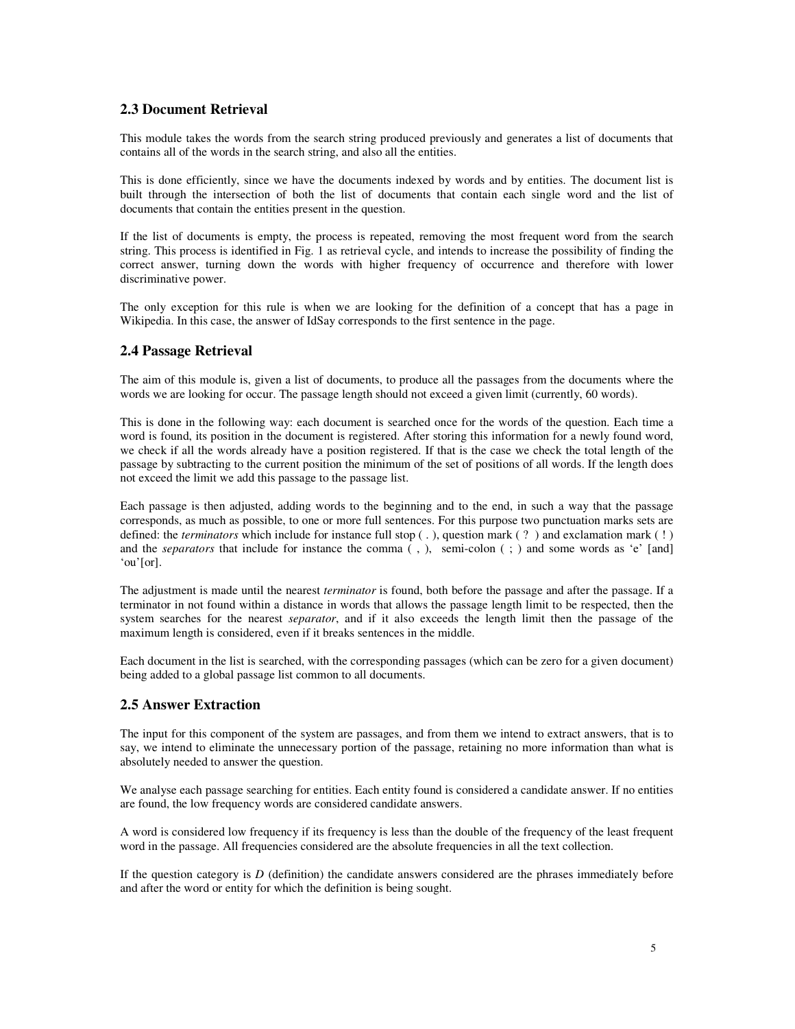## 2.3 Document Retrieval

This module takes the words from the search string produced previously and generates a list of documents that contains all of the words in the search string, and also all the entities.

This is done efficiently, since we have the documents indexed by words and by entities. The document list is built through the intersection of both the list of documents that contain each single word and the list of documents that contain the entities present in the question.

If the list of documents is empty, the process is repeated, removing the most frequent word from the search string. This process is identified in Fig. 1 as retrieval cycle, and intends to increase the possibility of finding the correct answer, turning down the words with higher frequency of occurrence and therefore with lower discriminative power.

The only exception for this rule is when we are looking for the definition of a concept that has a page in Wikipedia. In this case, the answer of IdSay corresponds to the first sentence in the page.

## 2.4 Passage Retrieval

The aim of this module is, given a list of documents, to produce all the passages from the documents where the words we are looking for occur. The passage length should not exceed a given limit (currently, 60 words).

This is done in the following way: each document is searched once for the words of the question. Each time a word is found, its position in the document is registered. After storing this information for a newly found word, we check if all the words already have a position registered. If that is the case we check the total length of the passage by subtracting to the current position the minimum of the set of positions of all words. If the length does not exceed the limit we add this passage to the passage list.

Each passage is then adjusted, adding words to the beginning and to the end, in such a way that the passage corresponds, as much as possible, to one or more full sentences. For this purpose two punctuation marks sets are defined: the *terminators* which include for instance full stop ( . ), question mark ( ? ) and exclamation mark ( ! ) and the *separators* that include for instance the comma ( , ), semi-colon ( ; ) and some words as 'e' [and] 'ou'[or].

The adjustment is made until the nearest *terminator* is found, both before the passage and after the passage. If a terminator in not found within a distance in words that allows the passage length limit to be respected, then the system searches for the nearest *separator*, and if it also exceeds the length limit then the passage of the maximum length is considered, even if it breaks sentences in the middle.

Each document in the list is searched, with the corresponding passages (which can be zero for a given document) being added to a global passage list common to all documents.

## 2.5 Answer Extraction

The input for this component of the system are passages, and from them we intend to extract answers, that is to say, we intend to eliminate the unnecessary portion of the passage, retaining no more information than what is absolutely needed to answer the question.

We analyse each passage searching for entities. Each entity found is considered a candidate answer. If no entities are found, the low frequency words are considered candidate answers.

A word is considered low frequency if its frequency is less than the double of the frequency of the least frequent word in the passage. All frequencies considered are the absolute frequencies in all the text collection.

If the question category is *D* (definition) the candidate answers considered are the phrases immediately before and after the word or entity for which the definition is being sought.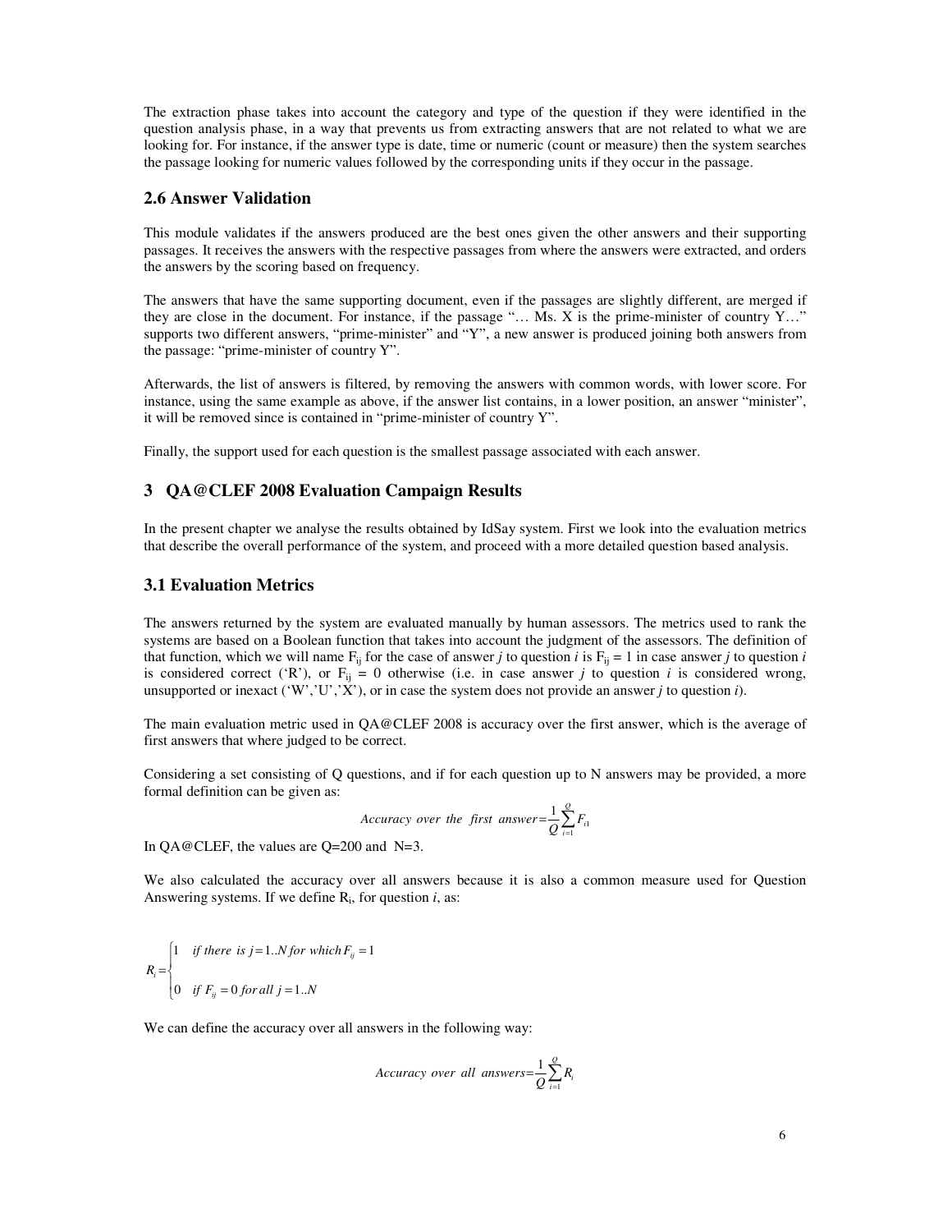The extraction phase takes into account the category and type of the question if they were identified in the question analysis phase, in a way that prevents us from extracting answers that are not related to what we are looking for. For instance, if the answer type is date, time or numeric (count or measure) then the system searches the passage looking for numeric values followed by the corresponding units if they occur in the passage.

### 2.6 Answer Validation

This module validates if the answers produced are the best ones given the other answers and their supporting passages. It receives the answers with the respective passages from where the answers were extracted, and orders the answers by the scoring based on frequency.

The answers that have the same supporting document, even if the passages are slightly different, are merged if they are close in the document. For instance, if the passage "… Ms. X is the prime-minister of country Y…" supports two different answers, "prime-minister" and "Y", a new answer is produced joining both answers from the passage: "prime-minister of country Y".

Afterwards, the list of answers is filtered, by removing the answers with common words, with lower score. For instance, using the same example as above, if the answer list contains, in a lower position, an answer "minister", it will be removed since is contained in "prime-minister of country Y".

Finally, the support used for each question is the smallest passage associated with each answer.

## 3 QA@CLEF 2008 Evaluation Campaign Results

In the present chapter we analyse the results obtained by IdSay system. First we look into the evaluation metrics that describe the overall performance of the system, and proceed with a more detailed question based analysis.

### 3.1 Evaluation Metrics

The answers returned by the system are evaluated manually by human assessors. The metrics used to rank the systems are based on a Boolean function that takes into account the judgment of the assessors. The definition of that function, which we will name $F_{ij}$ for the case of answer *j* to question *i* is $F_{ij} = 1$ in case answer *j* to question *i* is considered correct ('R'), or $F_{ij} = 0$ otherwise (i.e. in case answer *j* to question *i* is considered wrong, unsupported or inexact ('W','U','X'), or in case the system does not provide an answer *j* to question *i*).

The main evaluation metric used in QA@CLEF 2008 is accuracy over the first answer, which is the average of first answers that where judged to be correct.

Considering a set consisting of Q questions, and if for each question up to N answers may be provided, a more formal definition can be given as:

$$Accuracy\ over\ the\ first\ answer = \frac{1}{Q}\sum_{i=1}^{Q} F_{i1}$$

In QA@CLEF, the values are Q=200 and N=3.

We also calculated the accuracy over all answers because it is also a common measure used for Question Answering systems. If we define $R_i$, for question *i*, as:

$$R_i = \begin{cases} 1 & if\ there\ is\ j = 1..N\ for\ which\ F_{ij} = 1 \\ 0 & if\ F_{ij} = 0\ for\ all\ j = 1..N \end{cases}$$

We can define the accuracy over all answers in the following way:

$$Accuracy\ over\ all\ answers = \frac{1}{Q}\sum_{i=1}^{Q} R_i$$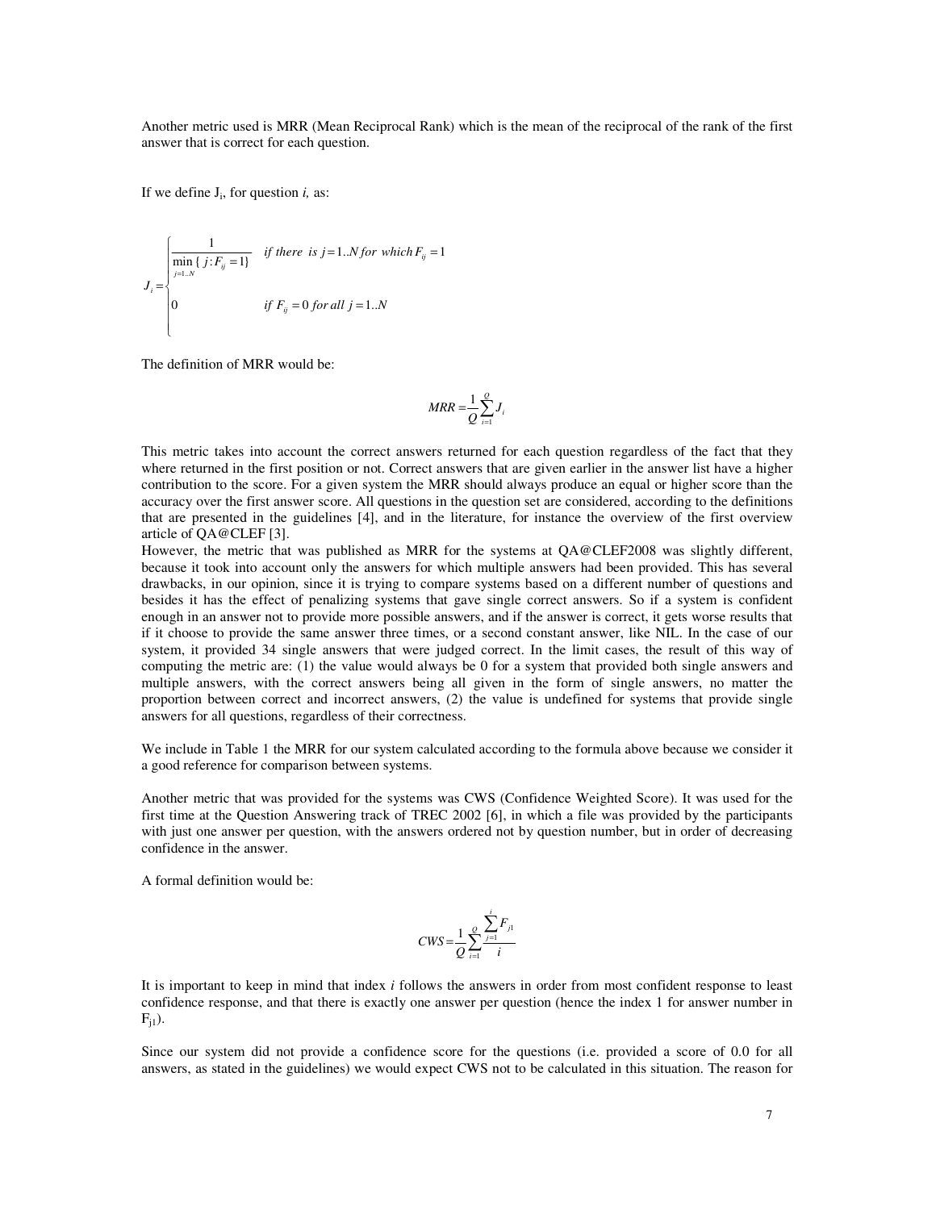Another metric used is MRR (Mean Reciprocal Rank) which is the mean of the reciprocal of the rank of the first answer that is correct for each question.

If we define $J_i$, for question *i,* as:

$$J_i = \begin{cases} \dfrac{1}{\min\limits_{j=1..N} \{ j : F_{ij} = 1 \}} & \text{if there is } j = 1..N \text{ for which } F_{ij} = 1 \\ 0 & \text{if } F_{ij} = 0 \text{ for all } j = 1..N \end{cases}$$

The definition of MRR would be:

$$MRR = \frac{1}{Q} \sum_{i=1}^{Q} J_i$$

This metric takes into account the correct answers returned for each question regardless of the fact that they where returned in the first position or not. Correct answers that are given earlier in the answer list have a higher contribution to the score. For a given system the MRR should always produce an equal or higher score than the accuracy over the first answer score. All questions in the question set are considered, according to the definitions that are presented in the guidelines [4], and in the literature, for instance the overview of the first overview article of QA@CLEF [3].

However, the metric that was published as MRR for the systems at QA@CLEF2008 was slightly different, because it took into account only the answers for which multiple answers had been provided. This has several drawbacks, in our opinion, since it is trying to compare systems based on a different number of questions and besides it has the effect of penalizing systems that gave single correct answers. So if a system is confident enough in an answer not to provide more possible answers, and if the answer is correct, it gets worse results that if it choose to provide the same answer three times, or a second constant answer, like NIL. In the case of our system, it provided 34 single answers that were judged correct. In the limit cases, the result of this way of computing the metric are: (1) the value would always be 0 for a system that provided both single answers and multiple answers, with the correct answers being all given in the form of single answers, no matter the proportion between correct and incorrect answers, (2) the value is undefined for systems that provide single answers for all questions, regardless of their correctness.

We include in Table 1 the MRR for our system calculated according to the formula above because we consider it a good reference for comparison between systems.

Another metric that was provided for the systems was CWS (Confidence Weighted Score). It was used for the first time at the Question Answering track of TREC 2002 [6], in which a file was provided by the participants with just one answer per question, with the answers ordered not by question number, but in order of decreasing confidence in the answer.

A formal definition would be:

$$CWS = \frac{1}{Q} \sum_{i=1}^{Q} \frac{\sum_{j=1}^{i} F_{j1}}{i}$$

It is important to keep in mind that index *i* follows the answers in order from most confident response to least confidence response, and that there is exactly one answer per question (hence the index 1 for answer number in $F_{j1}$).

Since our system did not provide a confidence score for the questions (i.e. provided a score of 0.0 for all answers, as stated in the guidelines) we would expect CWS not to be calculated in this situation. The reason for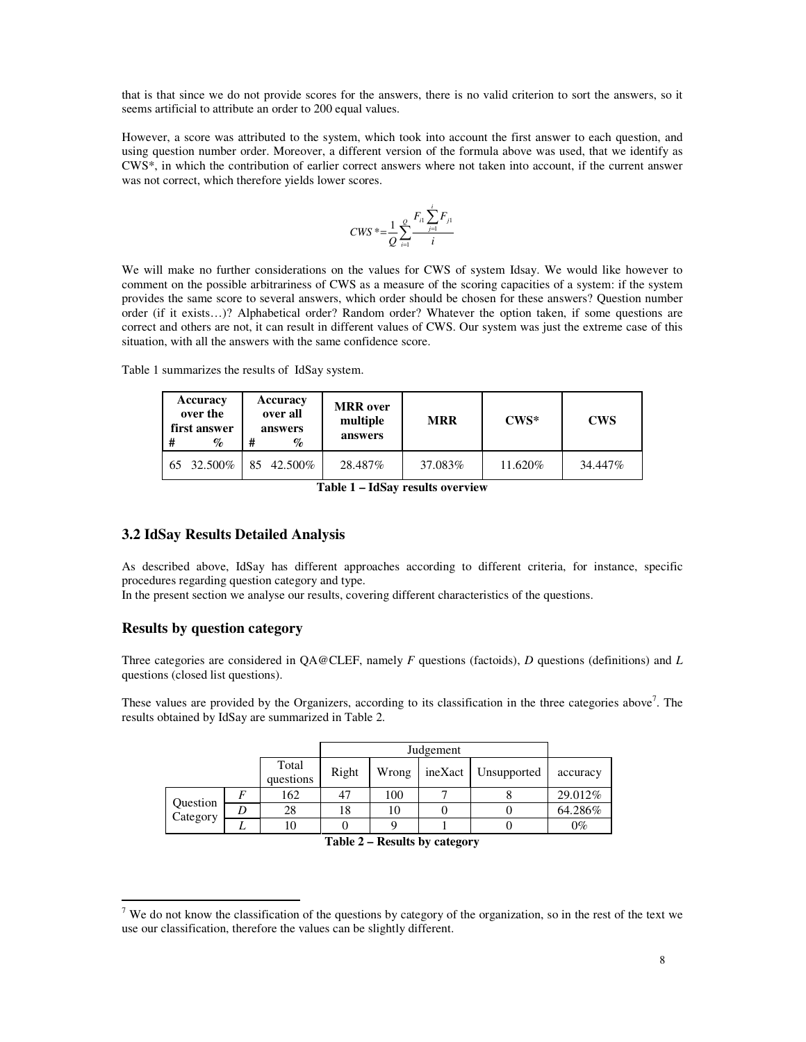that is that since we do not provide scores for the answers, there is no valid criterion to sort the answers, so it seems artificial to attribute an order to 200 equal values.

However, a score was attributed to the system, which took into account the first answer to each question, and using question number order. Moreover, a different version of the formula above was used, that we identify as CWS*, in which the contribution of earlier correct answers where not taken into account, if the current answer was not correct, which therefore yields lower scores.

$$CWS^* = \frac{1}{Q}\sum_{i=1}^{Q}\frac{F_{i1}\sum_{j=1}^{i}F_{j1}}{i}$$

We will make no further considerations on the values for CWS of system Idsay. We would like however to comment on the possible arbitrariness of CWS as a measure of the scoring capacities of a system: if the system provides the same score to several answers, which order should be chosen for these answers? Question number order (if it exists…)? Alphabetical order? Random order? Whatever the option taken, if some questions are correct and others are not, it can result in different values of CWS. Our system was just the extreme case of this situation, with all the answers with the same confidence score.

Table 1 summarizes the results of IdSay system.

| **Accuracy over the first answer** | | **Accuracy over all answers** | | **MRR over multiple answers** | **MRR** | **CWS*** | **CWS** |
|---|---|---|---|---|---|---|---|
| **#** | **%** | **#** | **%** | | | | |
| 65 | 32.500% | 85 | 42.500% | 28.487% | 37.083% | 11.620% | 34.447% |

**Table 1 – IdSay results overview**

## 3.2 IdSay Results Detailed Analysis

As described above, IdSay has different approaches according to different criteria, for instance, specific procedures regarding question category and type.
In the present section we analyse our results, covering different characteristics of the questions.

### Results by question category

Three categories are considered in QA@CLEF, namely *F* questions (factoids), *D* questions (definitions) and *L* questions (closed list questions).

These values are provided by the Organizers, according to its classification in the three categories above[7]. The results obtained by IdSay are summarized in Table 2.

| | | Total questions | Judgement: Right | Wrong | ineXact | Unsupported | accuracy |
|---|---|---|---|---|---|---|---|
| Question Category | *F* | 162 | 47 | 100 | 7 | 8 | 29.012% |
| | *D* | 28 | 18 | 10 | 0 | 0 | 64.286% |
| | *L* | 10 | 0 | 9 | 1 | 0 | 0% |

**Table 2 – Results by category**

[7] We do not know the classification of the questions by category of the organization, so in the rest of the text we use our classification, therefore the values can be slightly different.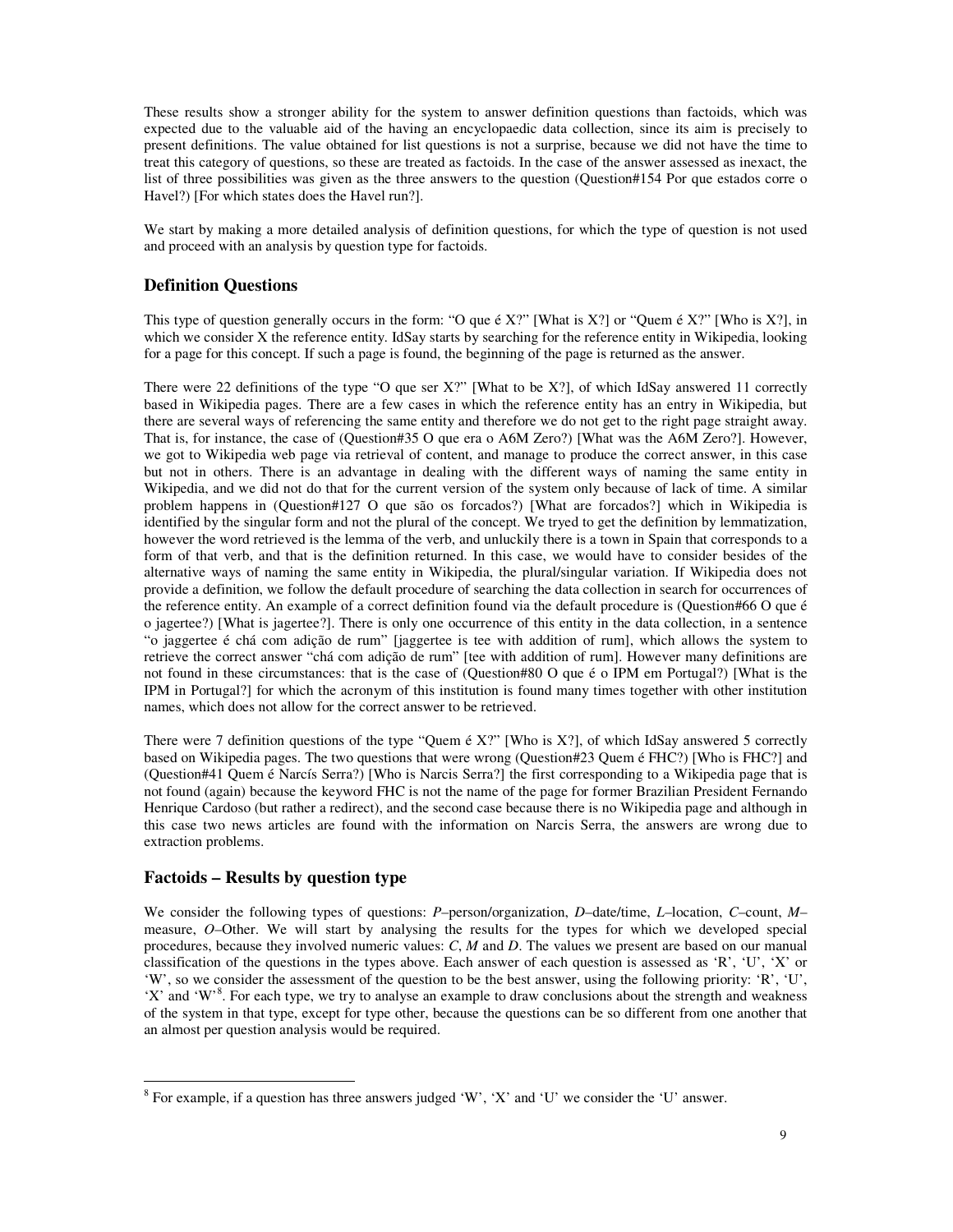These results show a stronger ability for the system to answer definition questions than factoids, which was expected due to the valuable aid of the having an encyclopaedic data collection, since its aim is precisely to present definitions. The value obtained for list questions is not a surprise, because we did not have the time to treat this category of questions, so these are treated as factoids. In the case of the answer assessed as inexact, the list of three possibilities was given as the three answers to the question (Question#154 Por que estados corre o Havel?) [For which states does the Havel run?].

We start by making a more detailed analysis of definition questions, for which the type of question is not used and proceed with an analysis by question type for factoids.

## Definition Questions

This type of question generally occurs in the form: "O que é X?" [What is X?] or "Quem é X?" [Who is X?], in which we consider X the reference entity. IdSay starts by searching for the reference entity in Wikipedia, looking for a page for this concept. If such a page is found, the beginning of the page is returned as the answer.

There were 22 definitions of the type "O que ser X?" [What to be X?], of which IdSay answered 11 correctly based in Wikipedia pages. There are a few cases in which the reference entity has an entry in Wikipedia, but there are several ways of referencing the same entity and therefore we do not get to the right page straight away. That is, for instance, the case of (Question#35 O que era o A6M Zero?) [What was the A6M Zero?]. However, we got to Wikipedia web page via retrieval of content, and manage to produce the correct answer, in this case but not in others. There is an advantage in dealing with the different ways of naming the same entity in Wikipedia, and we did not do that for the current version of the system only because of lack of time. A similar problem happens in (Question#127 O que são os forcados?) [What are forcados?] which in Wikipedia is identified by the singular form and not the plural of the concept. We tryed to get the definition by lemmatization, however the word retrieved is the lemma of the verb, and unluckily there is a town in Spain that corresponds to a form of that verb, and that is the definition returned. In this case, we would have to consider besides of the alternative ways of naming the same entity in Wikipedia, the plural/singular variation. If Wikipedia does not provide a definition, we follow the default procedure of searching the data collection in search for occurrences of the reference entity. An example of a correct definition found via the default procedure is (Question#66 O que é o jagertee?) [What is jagertee?]. There is only one occurrence of this entity in the data collection, in a sentence "o jaggertee é chá com adição de rum" [jaggertee is tee with addition of rum], which allows the system to retrieve the correct answer "chá com adição de rum" [tee with addition of rum]. However many definitions are not found in these circumstances: that is the case of (Question#80 O que é o IPM em Portugal?) [What is the IPM in Portugal?] for which the acronym of this institution is found many times together with other institution names, which does not allow for the correct answer to be retrieved.

There were 7 definition questions of the type "Quem é X?" [Who is X?], of which IdSay answered 5 correctly based on Wikipedia pages. The two questions that were wrong (Question#23 Quem é FHC?) [Who is FHC?] and (Question#41 Quem é Narcís Serra?) [Who is Narcis Serra?] the first corresponding to a Wikipedia page that is not found (again) because the keyword FHC is not the name of the page for former Brazilian President Fernando Henrique Cardoso (but rather a redirect), and the second case because there is no Wikipedia page and although in this case two news articles are found with the information on Narcis Serra, the answers are wrong due to extraction problems.

## Factoids – Results by question type

We consider the following types of questions: *P*–person/organization, *D*–date/time, *L*–location, *C*–count, *M*–measure, *O*–Other. We will start by analysing the results for the types for which we developed special procedures, because they involved numeric values: *C*, *M* and *D*. The values we present are based on our manual classification of the questions in the types above. Each answer of each question is assessed as 'R', 'U', 'X' or 'W', so we consider the assessment of the question to be the best answer, using the following priority: 'R', 'U', 'X' and 'W'[8]. For each type, we try to analyse an example to draw conclusions about the strength and weakness of the system in that type, except for type other, because the questions can be so different from one another that an almost per question analysis would be required.

[8] For example, if a question has three answers judged 'W', 'X' and 'U' we consider the 'U' answer.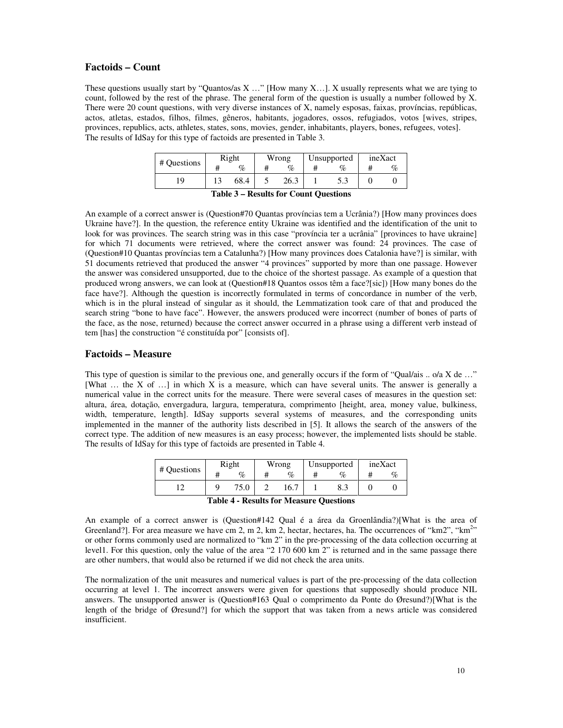## Factoids – Count

These questions usually start by “Quantos/as X …” [How many X…]. X usually represents what we are tying to count, followed by the rest of the phrase. The general form of the question is usually a number followed by X. There were 20 count questions, with very diverse instances of X, namely esposas, faixas, províncias, repúblicas, actos, atletas, estados, filhos, filmes, gêneros, habitants, jogadores, ossos, refugiados, votos [wives, stripes, provinces, republics, acts, athletes, states, sons, movies, gender, inhabitants, players, bones, refugees, votes].
The results of IdSay for this type of factoids are presented in Table 3.

| # Questions | Right | | Wrong | | Unsupported | | ineXact | |
|---|---|---|---|---|---|---|---|---|
| | # | % | # | % | # | % | # | % |
| 19 | 13 | 68.4 | 5 | 26.3 | 1 | 5.3 | 0 | 0 |

**Table 3 – Results for Count Questions**

An example of a correct answer is (Question#70 Quantas províncias tem a Ucrânia?) [How many provinces does Ukraine have?]. In the question, the reference entity Ukraine was identified and the identification of the unit to look for was provinces. The search string was in this case “província ter a ucrânia” [provinces to have ukraine] for which 71 documents were retrieved, where the correct answer was found: 24 provinces. The case of (Question#10 Quantas províncias tem a Catalunha?) [How many provinces does Catalonia have?] is similar, with 51 documents retrieved that produced the answer “4 provinces” supported by more than one passage. However the answer was considered unsupported, due to the choice of the shortest passage. As example of a question that produced wrong answers, we can look at (Question#18 Quantos ossos têm a face?[sic]) [How many bones do the face have?]. Although the question is incorrectly formulated in terms of concordance in number of the verb, which is in the plural instead of singular as it should, the Lemmatization took care of that and produced the search string “bone to have face”. However, the answers produced were incorrect (number of bones of parts of the face, as the nose, returned) because the correct answer occurred in a phrase using a different verb instead of tem [has] the construction “é constituída por” [consists of].

## Factoids – Measure

This type of question is similar to the previous one, and generally occurs if the form of “Qual/ais .. o/a X de …” [What … the X of …] in which X is a measure, which can have several units. The answer is generally a numerical value in the correct units for the measure. There were several cases of measures in the question set: altura, área, dotação, envergadura, largura, temperatura, comprimento [height, area, money value, bulkiness, width, temperature, length]. IdSay supports several systems of measures, and the corresponding units implemented in the manner of the authority lists described in [5]. It allows the search of the answers of the correct type. The addition of new measures is an easy process; however, the implemented lists should be stable. The results of IdSay for this type of factoids are presented in Table 4.

| # Questions | Right | | Wrong | | Unsupported | | ineXact | |
|---|---|---|---|---|---|---|---|---|
| | # | % | # | % | # | % | # | % |
| 12 | 9 | 75.0 | 2 | 16.7 | 1 | 8.3 | 0 | 0 |

**Table 4 - Results for Measure Questions**

An example of a correct answer is (Question#142 Qual é a área da Groenlândia?)[What is the area of Greenland?]. For area measure we have cm 2, m 2, km 2, hectar, hectares, ha. The occurrences of “km2”, “km$^{2}$” or other forms commonly used are normalized to “km 2” in the pre-processing of the data collection occurring at level1. For this question, only the value of the area “2 170 600 km 2” is returned and in the same passage there are other numbers, that would also be returned if we did not check the area units.

The normalization of the unit measures and numerical values is part of the pre-processing of the data collection occurring at level 1. The incorrect answers were given for questions that supposedly should produce NIL answers. The unsupported answer is (Question#163 Qual o comprimento da Ponte do Øresund?)[What is the length of the bridge of Øresund?] for which the support that was taken from a news article was considered insufficient.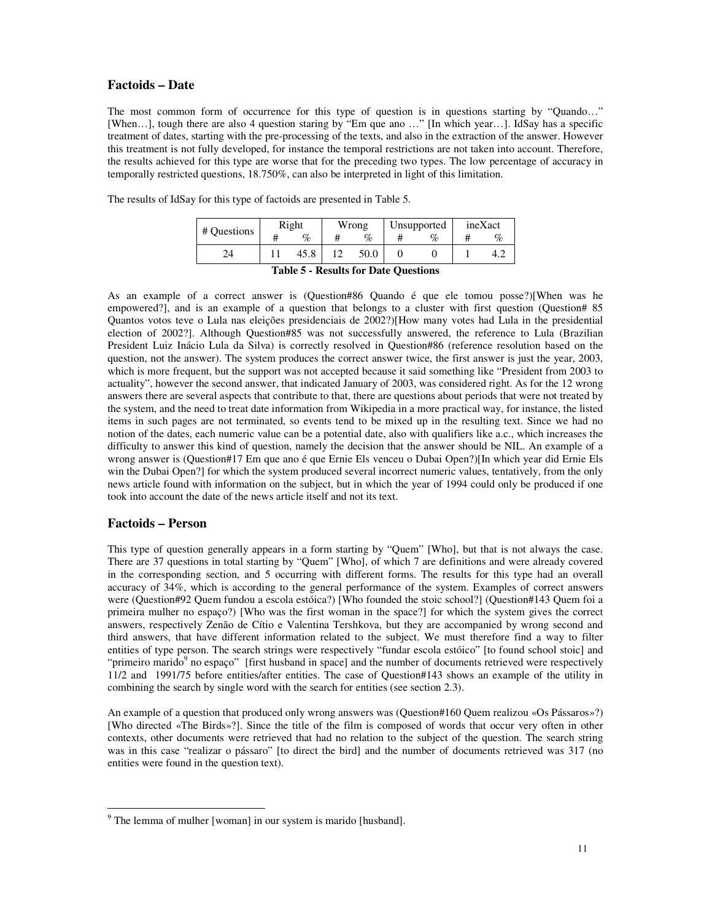## Factoids – Date

The most common form of occurrence for this type of question is in questions starting by "Quando…" [When…], tough there are also 4 question staring by "Em que ano …" [In which year…]. IdSay has a specific treatment of dates, starting with the pre-processing of the texts, and also in the extraction of the answer. However this treatment is not fully developed, for instance the temporal restrictions are not taken into account. Therefore, the results achieved for this type are worse that for the preceding two types. The low percentage of accuracy in temporally restricted questions, 18.750%, can also be interpreted in light of this limitation.

The results of IdSay for this type of factoids are presented in Table 5.

| # Questions | Right | | Wrong | | Unsupported | | ineXact | |
|---|---|---|---|---|---|---|---|---|
| | # | % | # | % | # | % | # | % |
| 24 | 11 | 45.8 | 12 | 50.0 | 0 | 0 | 1 | 4.2 |

**Table 5 - Results for Date Questions**

As an example of a correct answer is (Question#86 Quando é que ele tomou posse?)[When was he empowered?], and is an example of a question that belongs to a cluster with first question (Question# 85 Quantos votos teve o Lula nas eleições presidenciais de 2002?)[How many votes had Lula in the presidential election of 2002?]. Although Question#85 was not successfully answered, the reference to Lula (Brazilian President Luiz Inácio Lula da Silva) is correctly resolved in Question#86 (reference resolution based on the question, not the answer). The system produces the correct answer twice, the first answer is just the year, 2003, which is more frequent, but the support was not accepted because it said something like "President from 2003 to actuality", however the second answer, that indicated January of 2003, was considered right. As for the 12 wrong answers there are several aspects that contribute to that, there are questions about periods that were not treated by the system, and the need to treat date information from Wikipedia in a more practical way, for instance, the listed items in such pages are not terminated, so events tend to be mixed up in the resulting text. Since we had no notion of the dates, each numeric value can be a potential date, also with qualifiers like a.c., which increases the difficulty to answer this kind of question, namely the decision that the answer should be NIL. An example of a wrong answer is (Question#17 Em que ano é que Ernie Els venceu o Dubai Open?)[In which year did Ernie Els win the Dubai Open?] for which the system produced several incorrect numeric values, tentatively, from the only news article found with information on the subject, but in which the year of 1994 could only be produced if one took into account the date of the news article itself and not its text.

## Factoids – Person

This type of question generally appears in a form starting by "Quem" [Who], but that is not always the case. There are 37 questions in total starting by "Quem" [Who], of which 7 are definitions and were already covered in the corresponding section, and 5 occurring with different forms. The results for this type had an overall accuracy of 34%, which is according to the general performance of the system. Examples of correct answers were (Question#92 Quem fundou a escola estóica?) [Who founded the stoic school?] (Question#143 Quem foi a primeira mulher no espaço?) [Who was the first woman in the space?] for which the system gives the correct answers, respectively Zenão de Cítio e Valentina Tershkova, but they are accompanied by wrong second and third answers, that have different information related to the subject. We must therefore find a way to filter entities of type person. The search strings were respectively "fundar escola estóico" [to found school stoic] and "primeiro marido[9] no espaço" [first husband in space] and the number of documents retrieved were respectively 11/2 and 1991/75 before entities/after entities. The case of Question#143 shows an example of the utility in combining the search by single word with the search for entities (see section 2.3).

An example of a question that produced only wrong answers was (Question#160 Quem realizou «Os Pássaros»?) [Who directed «The Birds»?]. Since the title of the film is composed of words that occur very often in other contexts, other documents were retrieved that had no relation to the subject of the question. The search string was in this case "realizar o pássaro" [to direct the bird] and the number of documents retrieved was 317 (no entities were found in the question text).

[9] The lemma of mulher [woman] in our system is marido [husband].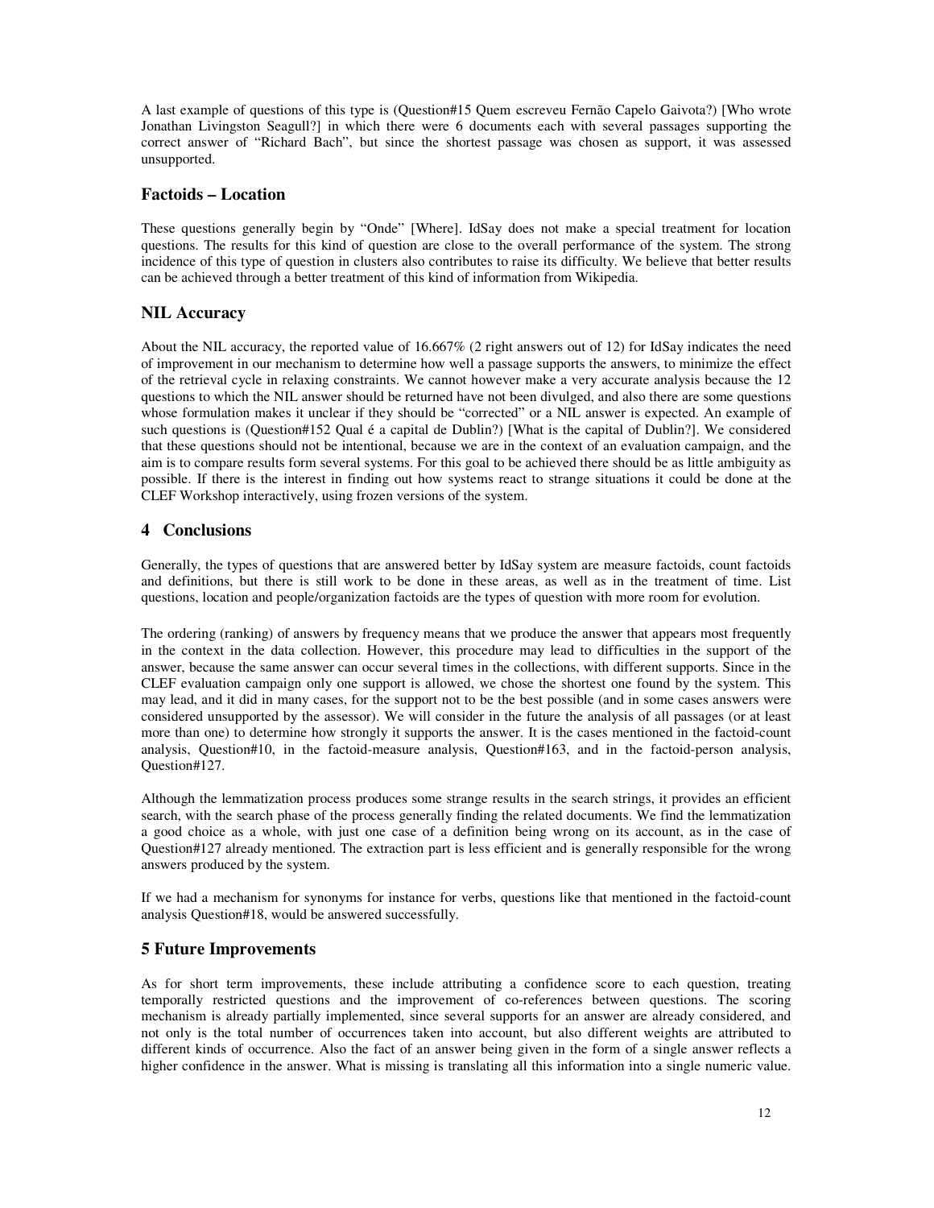A last example of questions of this type is (Question#15 Quem escreveu Fernão Capelo Gaivota?) [Who wrote Jonathan Livingston Seagull?] in which there were 6 documents each with several passages supporting the correct answer of "Richard Bach", but since the shortest passage was chosen as support, it was assessed unsupported.

### Factoids – Location

These questions generally begin by "Onde" [Where]. IdSay does not make a special treatment for location questions. The results for this kind of question are close to the overall performance of the system. The strong incidence of this type of question in clusters also contributes to raise its difficulty. We believe that better results can be achieved through a better treatment of this kind of information from Wikipedia.

### NIL Accuracy

About the NIL accuracy, the reported value of 16.667% (2 right answers out of 12) for IdSay indicates the need of improvement in our mechanism to determine how well a passage supports the answers, to minimize the effect of the retrieval cycle in relaxing constraints. We cannot however make a very accurate analysis because the 12 questions to which the NIL answer should be returned have not been divulged, and also there are some questions whose formulation makes it unclear if they should be "corrected" or a NIL answer is expected. An example of such questions is (Question#152 Qual é a capital de Dublin?) [What is the capital of Dublin?]. We considered that these questions should not be intentional, because we are in the context of an evaluation campaign, and the aim is to compare results form several systems. For this goal to be achieved there should be as little ambiguity as possible. If there is the interest in finding out how systems react to strange situations it could be done at the CLEF Workshop interactively, using frozen versions of the system.

## 4 Conclusions

Generally, the types of questions that are answered better by IdSay system are measure factoids, count factoids and definitions, but there is still work to be done in these areas, as well as in the treatment of time. List questions, location and people/organization factoids are the types of question with more room for evolution.

The ordering (ranking) of answers by frequency means that we produce the answer that appears most frequently in the context in the data collection. However, this procedure may lead to difficulties in the support of the answer, because the same answer can occur several times in the collections, with different supports. Since in the CLEF evaluation campaign only one support is allowed, we chose the shortest one found by the system. This may lead, and it did in many cases, for the support not to be the best possible (and in some cases answers were considered unsupported by the assessor). We will consider in the future the analysis of all passages (or at least more than one) to determine how strongly it supports the answer. It is the cases mentioned in the factoid-count analysis, Question#10, in the factoid-measure analysis, Question#163, and in the factoid-person analysis, Question#127.

Although the lemmatization process produces some strange results in the search strings, it provides an efficient search, with the search phase of the process generally finding the related documents. We find the lemmatization a good choice as a whole, with just one case of a definition being wrong on its account, as in the case of Question#127 already mentioned. The extraction part is less efficient and is generally responsible for the wrong answers produced by the system.

If we had a mechanism for synonyms for instance for verbs, questions like that mentioned in the factoid-count analysis Question#18, would be answered successfully.

## 5 Future Improvements

As for short term improvements, these include attributing a confidence score to each question, treating temporally restricted questions and the improvement of co-references between questions. The scoring mechanism is already partially implemented, since several supports for an answer are already considered, and not only is the total number of occurrences taken into account, but also different weights are attributed to different kinds of occurrence. Also the fact of an answer being given in the form of a single answer reflects a higher confidence in the answer. What is missing is translating all this information into a single numeric value.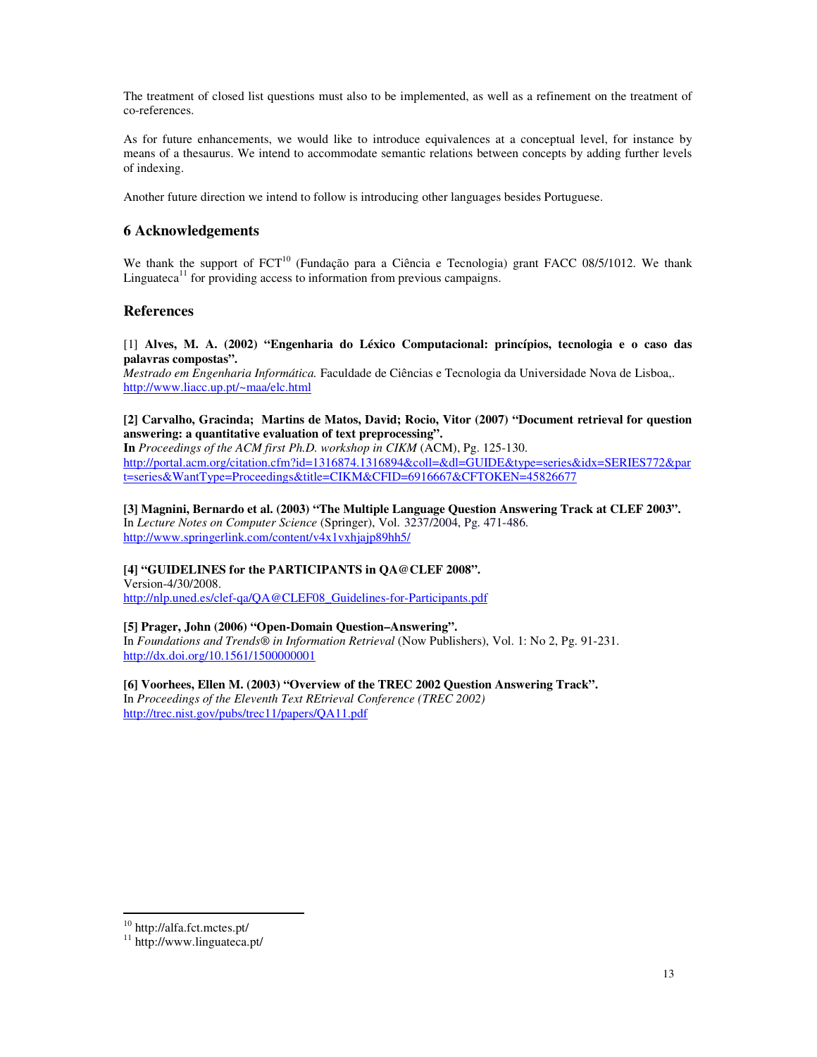The treatment of closed list questions must also to be implemented, as well as a refinement on the treatment of co-references.

As for future enhancements, we would like to introduce equivalences at a conceptual level, for instance by means of a thesaurus. We intend to accommodate semantic relations between concepts by adding further levels of indexing.

Another future direction we intend to follow is introducing other languages besides Portuguese.

## 6 Acknowledgements

We thank the support of FCT[10] (Fundação para a Ciência e Tecnologia) grant FACC 08/5/1012. We thank Linguateca[11] for providing access to information from previous campaigns.

## References

[1] **Alves, M. A. (2002) "Engenharia do Léxico Computacional: princípios, tecnologia e o caso das palavras compostas".**
*Mestrado em Engenharia Informática.* Faculdade de Ciências e Tecnologia da Universidade Nova de Lisboa,.
http://www.liacc.up.pt/~maa/elc.html

**[2] Carvalho, Gracinda; Martins de Matos, David; Rocio, Vitor (2007) "Document retrieval for question answering: a quantitative evaluation of text preprocessing".**
**In** *Proceedings of the ACM first Ph.D. workshop in CIKM* (ACM), Pg. 125-130.
http://portal.acm.org/citation.cfm?id=1316874.1316894&coll=&dl=GUIDE&type=series&idx=SERIES772&part=series&WantType=Proceedings&title=CIKM&CFID=6916667&CFTOKEN=45826677

**[3] Magnini, Bernardo et al. (2003) "The Multiple Language Question Answering Track at CLEF 2003".**
In *Lecture Notes on Computer Science* (Springer), Vol. 3237/2004, Pg. 471-486.
http://www.springerlink.com/content/v4x1vxhjajp89hh5/

**[4] "GUIDELINES for the PARTICIPANTS in QA@CLEF 2008".**
Version-4/30/2008.
http://nlp.uned.es/clef-qa/QA@CLEF08_Guidelines-for-Participants.pdf

**[5] Prager, John (2006) "Open-Domain Question–Answering".**
In *Foundations and Trends® in Information Retrieval* (Now Publishers), Vol. 1: No 2, Pg. 91-231.
http://dx.doi.org/10.1561/1500000001

**[6] Voorhees, Ellen M. (2003) "Overview of the TREC 2002 Question Answering Track".**
In *Proceedings of the Eleventh Text REtrieval Conference (TREC 2002)*
http://trec.nist.gov/pubs/trec11/papers/QA11.pdf

---

[10] http://alfa.fct.mctes.pt/
[11] http://www.linguateca.pt/